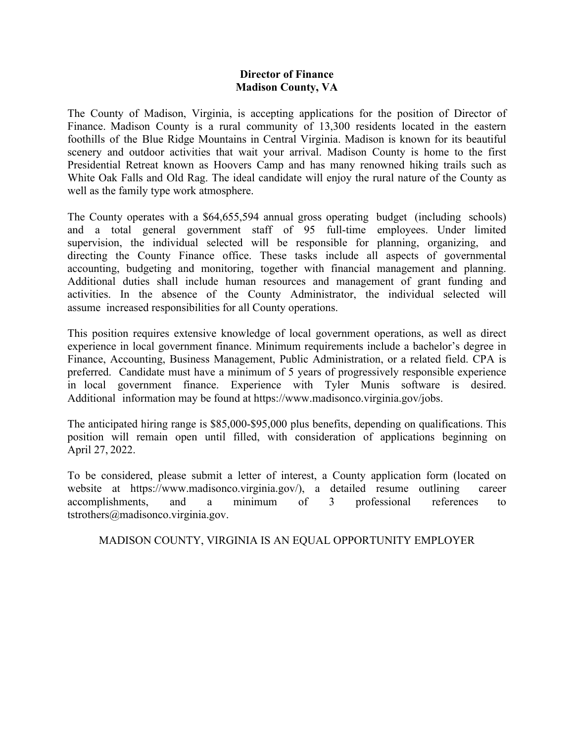**Director of Finance**
**Madison County, VA**

The County of Madison, Virginia, is accepting applications for the position of Director of Finance. Madison County is a rural community of 13,300 residents located in the eastern foothills of the Blue Ridge Mountains in Central Virginia. Madison is known for its beautiful scenery and outdoor activities that wait your arrival. Madison County is home to the first Presidential Retreat known as Hoovers Camp and has many renowned hiking trails such as White Oak Falls and Old Rag. The ideal candidate will enjoy the rural nature of the County as well as the family type work atmosphere.

The County operates with a $64,655,594 annual gross operating budget (including schools) and a total general government staff of 95 full-time employees. Under limited supervision, the individual selected will be responsible for planning, organizing, and directing the County Finance office. These tasks include all aspects of governmental accounting, budgeting and monitoring, together with financial management and planning. Additional duties shall include human resources and management of grant funding and activities. In the absence of the County Administrator, the individual selected will assume increased responsibilities for all County operations.

This position requires extensive knowledge of local government operations, as well as direct experience in local government finance. Minimum requirements include a bachelor's degree in Finance, Accounting, Business Management, Public Administration, or a related field. CPA is preferred. Candidate must have a minimum of 5 years of progressively responsible experience in local government finance. Experience with Tyler Munis software is desired. Additional information may be found at https://www.madisonco.virginia.gov/jobs.

The anticipated hiring range is $85,000-$95,000 plus benefits, depending on qualifications. This position will remain open until filled, with consideration of applications beginning on April 27, 2022.

To be considered, please submit a letter of interest, a County application form (located on website at https://www.madisonco.virginia.gov/), a detailed resume outlining career accomplishments, and a minimum of 3 professional references to tstrothers@madisonco.virginia.gov.

MADISON COUNTY, VIRGINIA IS AN EQUAL OPPORTUNITY EMPLOYER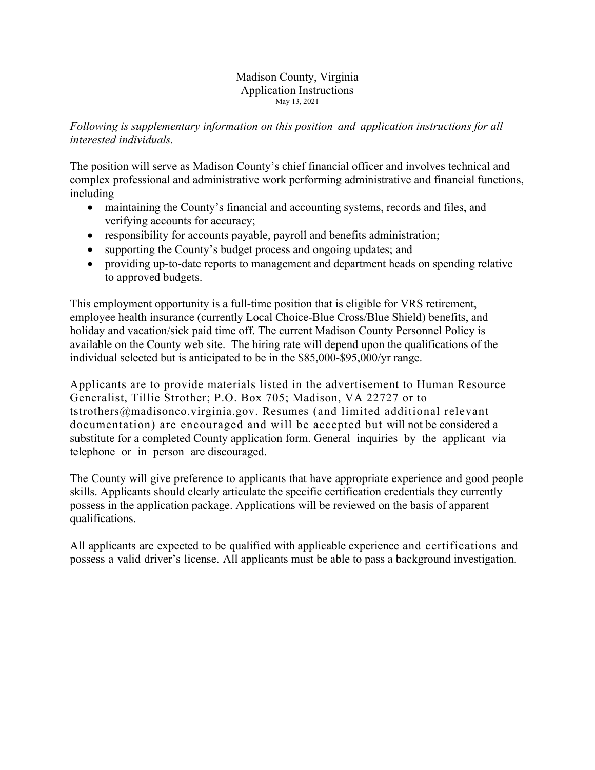Madison County, Virginia
Application Instructions
May 13, 2021

*Following is supplementary information on this position and application instructions for all interested individuals.*

The position will serve as Madison County's chief financial officer and involves technical and complex professional and administrative work performing administrative and financial functions, including

- maintaining the County's financial and accounting systems, records and files, and verifying accounts for accuracy;
- responsibility for accounts payable, payroll and benefits administration;
- supporting the County's budget process and ongoing updates; and
- providing up-to-date reports to management and department heads on spending relative to approved budgets.

This employment opportunity is a full-time position that is eligible for VRS retirement, employee health insurance (currently Local Choice-Blue Cross/Blue Shield) benefits, and holiday and vacation/sick paid time off. The current Madison County Personnel Policy is available on the County web site. The hiring rate will depend upon the qualifications of the individual selected but is anticipated to be in the $85,000-$95,000/yr range.

Applicants are to provide materials listed in the advertisement to Human Resource Generalist, Tillie Strother; P.O. Box 705; Madison, VA 22727 or to tstrothers@madisonco.virginia.gov. Resumes (and limited additional relevant documentation) are encouraged and will be accepted but will not be considered a substitute for a completed County application form. General inquiries by the applicant via telephone or in person are discouraged.

The County will give preference to applicants that have appropriate experience and good people skills. Applicants should clearly articulate the specific certification credentials they currently possess in the application package. Applications will be reviewed on the basis of apparent qualifications.

All applicants are expected to be qualified with applicable experience and certifications and possess a valid driver's license. All applicants must be able to pass a background investigation.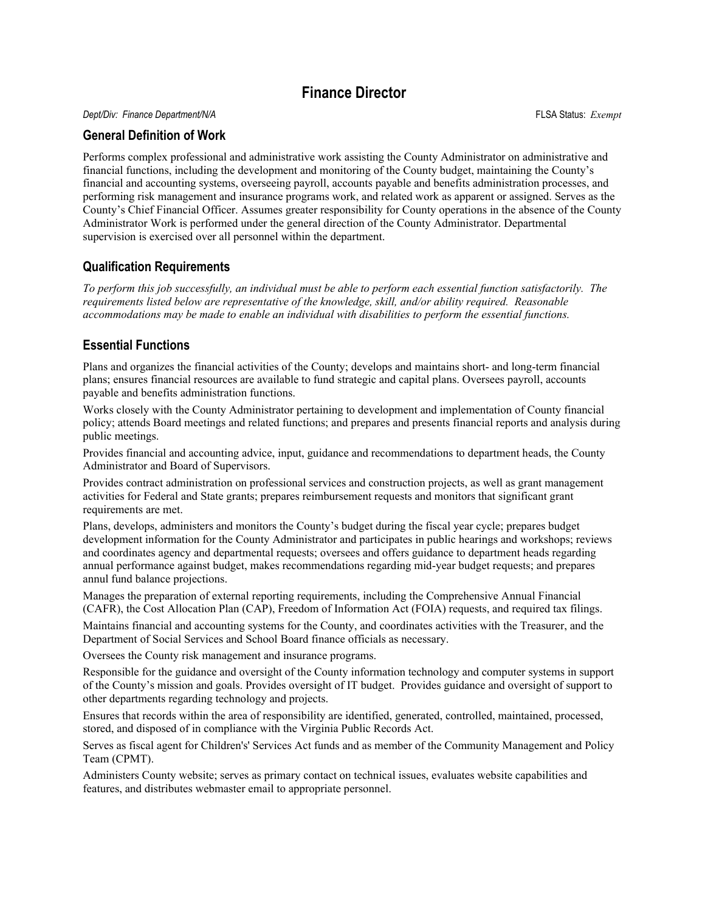# Finance Director

*Dept/Div: Finance Department/N/A* FLSA Status: *Exempt*

## General Definition of Work

Performs complex professional and administrative work assisting the County Administrator on administrative and financial functions, including the development and monitoring of the County budget, maintaining the County's financial and accounting systems, overseeing payroll, accounts payable and benefits administration processes, and performing risk management and insurance programs work, and related work as apparent or assigned. Serves as the County's Chief Financial Officer. Assumes greater responsibility for County operations in the absence of the County Administrator Work is performed under the general direction of the County Administrator. Departmental supervision is exercised over all personnel within the department.

## Qualification Requirements

*To perform this job successfully, an individual must be able to perform each essential function satisfactorily. The requirements listed below are representative of the knowledge, skill, and/or ability required. Reasonable accommodations may be made to enable an individual with disabilities to perform the essential functions.*

## Essential Functions

Plans and organizes the financial activities of the County; develops and maintains short- and long-term financial plans; ensures financial resources are available to fund strategic and capital plans. Oversees payroll, accounts payable and benefits administration functions.

Works closely with the County Administrator pertaining to development and implementation of County financial policy; attends Board meetings and related functions; and prepares and presents financial reports and analysis during public meetings.

Provides financial and accounting advice, input, guidance and recommendations to department heads, the County Administrator and Board of Supervisors.

Provides contract administration on professional services and construction projects, as well as grant management activities for Federal and State grants; prepares reimbursement requests and monitors that significant grant requirements are met.

Plans, develops, administers and monitors the County's budget during the fiscal year cycle; prepares budget development information for the County Administrator and participates in public hearings and workshops; reviews and coordinates agency and departmental requests; oversees and offers guidance to department heads regarding annual performance against budget, makes recommendations regarding mid-year budget requests; and prepares annul fund balance projections.

Manages the preparation of external reporting requirements, including the Comprehensive Annual Financial (CAFR), the Cost Allocation Plan (CAP), Freedom of Information Act (FOIA) requests, and required tax filings.

Maintains financial and accounting systems for the County, and coordinates activities with the Treasurer, and the Department of Social Services and School Board finance officials as necessary.

Oversees the County risk management and insurance programs.

Responsible for the guidance and oversight of the County information technology and computer systems in support of the County's mission and goals. Provides oversight of IT budget. Provides guidance and oversight of support to other departments regarding technology and projects.

Ensures that records within the area of responsibility are identified, generated, controlled, maintained, processed, stored, and disposed of in compliance with the Virginia Public Records Act.

Serves as fiscal agent for Children's' Services Act funds and as member of the Community Management and Policy Team (CPMT).

Administers County website; serves as primary contact on technical issues, evaluates website capabilities and features, and distributes webmaster email to appropriate personnel.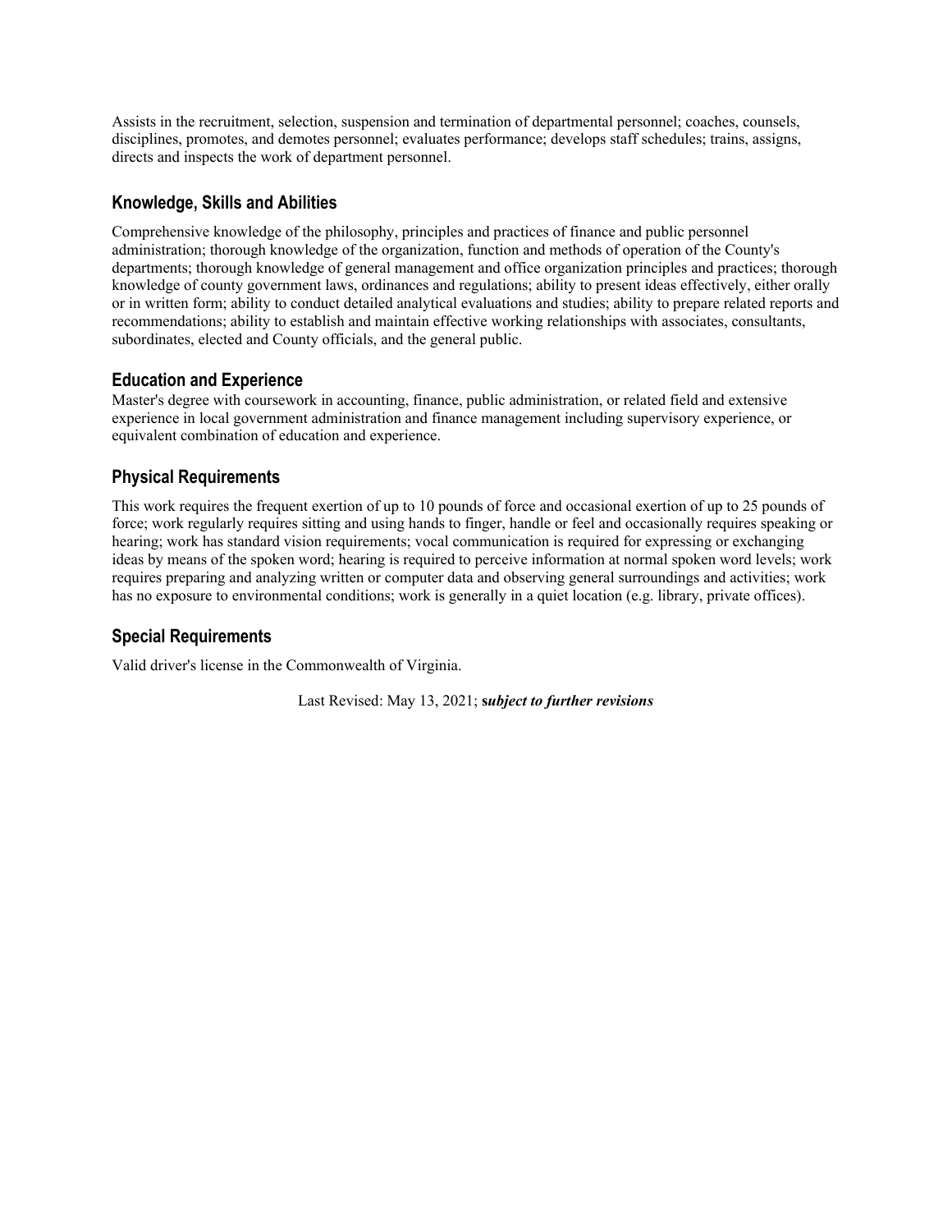Assists in the recruitment, selection, suspension and termination of departmental personnel; coaches, counsels, disciplines, promotes, and demotes personnel; evaluates performance; develops staff schedules; trains, assigns, directs and inspects the work of department personnel.

## Knowledge, Skills and Abilities

Comprehensive knowledge of the philosophy, principles and practices of finance and public personnel administration; thorough knowledge of the organization, function and methods of operation of the County's departments; thorough knowledge of general management and office organization principles and practices; thorough knowledge of county government laws, ordinances and regulations; ability to present ideas effectively, either orally or in written form; ability to conduct detailed analytical evaluations and studies; ability to prepare related reports and recommendations; ability to establish and maintain effective working relationships with associates, consultants, subordinates, elected and County officials, and the general public.

## Education and Experience

Master's degree with coursework in accounting, finance, public administration, or related field and extensive experience in local government administration and finance management including supervisory experience, or equivalent combination of education and experience.

## Physical Requirements

This work requires the frequent exertion of up to 10 pounds of force and occasional exertion of up to 25 pounds of force; work regularly requires sitting and using hands to finger, handle or feel and occasionally requires speaking or hearing; work has standard vision requirements; vocal communication is required for expressing or exchanging ideas by means of the spoken word; hearing is required to perceive information at normal spoken word levels; work requires preparing and analyzing written or computer data and observing general surroundings and activities; work has no exposure to environmental conditions; work is generally in a quiet location (e.g. library, private offices).

## Special Requirements

Valid driver's license in the Commonwealth of Virginia.

Last Revised: May 13, 2021; ***subject to further revisions***